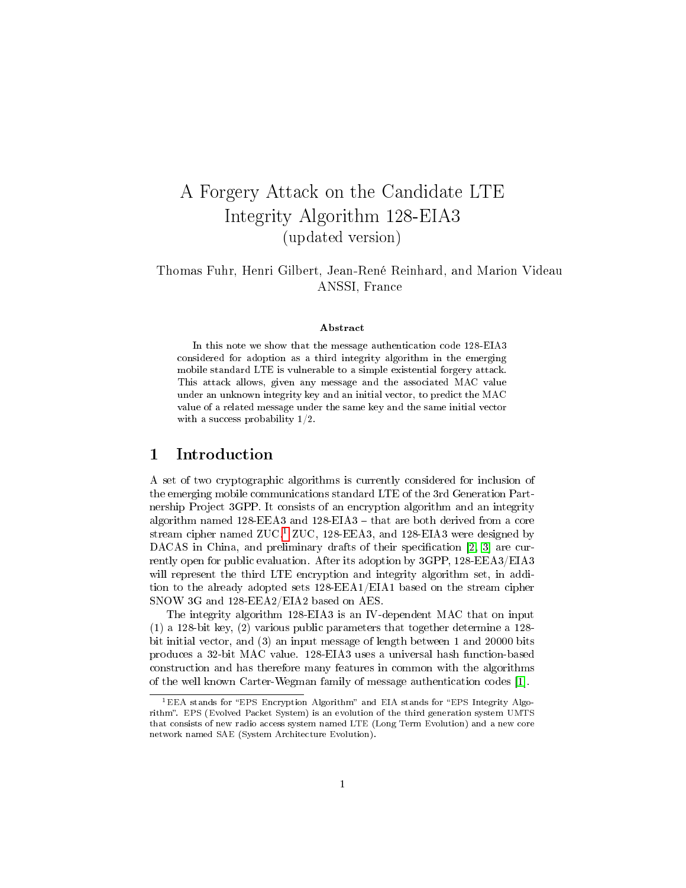# A Forgery Attack on the Candidate LTE Integrity Algorithm 128-EIA3
(updated version)

Thomas Fuhr, Henri Gilbert, Jean-René Reinhard, and Marion Videau
ANSSI, France

**Abstract**

In this note we show that the message authentication code 128-EIA3 considered for adoption as a third integrity algorithm in the emerging mobile standard LTE is vulnerable to a simple existential forgery attack. This attack allows, given any message and the associated MAC value under an unknown integrity key and an initial vector, to predict the MAC value of a related message under the same key and the same initial vector with a success probability 1/2.

## 1 Introduction

A set of two cryptographic algorithms is currently considered for inclusion of the emerging mobile communications standard LTE of the 3rd Generation Partnership Project 3GPP. It consists of an encryption algorithm and an integrity algorithm named 128-EEA3 and 128-EIA3 – that are both derived from a core stream cipher named ZUC.[1] ZUC, 128-EEA3, and 128-EIA3 were designed by DACAS in China, and preliminary drafts of their specification [2, 3] are currently open for public evaluation. After its adoption by 3GPP, 128-EEA3/EIA3 will represent the third LTE encryption and integrity algorithm set, in addition to the already adopted sets 128-EEA1/EIA1 based on the stream cipher SNOW 3G and 128-EEA2/EIA2 based on AES.

The integrity algorithm 128-EIA3 is an IV-dependent MAC that on input (1) a 128-bit key, (2) various public parameters that together determine a 128-bit initial vector, and (3) an input message of length between 1 and 20000 bits produces a 32-bit MAC value. 128-EIA3 uses a universal hash function-based construction and has therefore many features in common with the algorithms of the well known Carter-Wegman family of message authentication codes [1].

[1] EEA stands for "EPS Encryption Algorithm" and EIA stands for "EPS Integrity Algorithm". EPS (Evolved Packet System) is an evolution of the third generation system UMTS that consists of new radio access system named LTE (Long Term Evolution) and a new core network named SAE (System Architecture Evolution).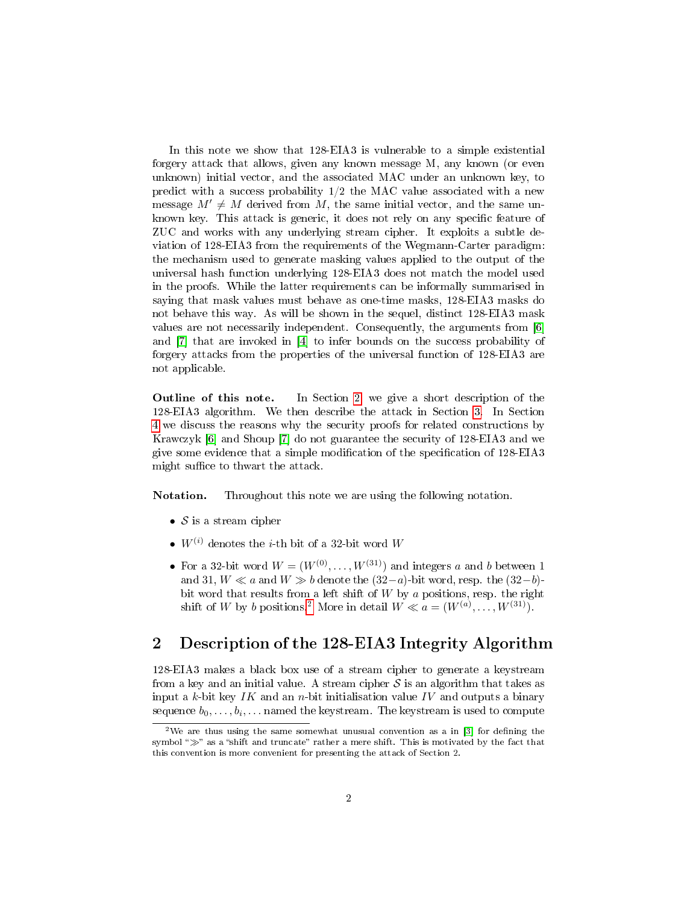In this note we show that 128-EIA3 is vulnerable to a simple existential forgery attack that allows, given any known message M, any known (or even unknown) initial vector, and the associated MAC under an unknown key, to predict with a success probability 1/2 the MAC value associated with a new message $M' \neq M$ derived from $M$, the same initial vector, and the same unknown key. This attack is generic, it does not rely on any specific feature of ZUC and works with any underlying stream cipher. It exploits a subtle deviation of 128-EIA3 from the requirements of the Wegmann-Carter paradigm: the mechanism used to generate masking values applied to the output of the universal hash function underlying 128-EIA3 does not match the model used in the proofs. While the latter requirements can be informally summarised in saying that mask values must behave as one-time masks, 128-EIA3 masks do not behave this way. As will be shown in the sequel, distinct 128-EIA3 mask values are not necessarily independent. Consequently, the arguments from [6] and [7] that are invoked in [4] to infer bounds on the success probability of forgery attacks from the properties of the universal function of 128-EIA3 are not applicable.

**Outline of this note.** In Section 2 we give a short description of the 128-EIA3 algorithm. We then describe the attack in Section 3. In Section 4 we discuss the reasons why the security proofs for related constructions by Krawczyk [6] and Shoup [7] do not guarantee the security of 128-EIA3 and we give some evidence that a simple modification of the specification of 128-EIA3 might suffice to thwart the attack.

**Notation.** Throughout this note we are using the following notation.

- $\mathcal{S}$ is a stream cipher
- $W^{(i)}$ denotes the $i$-th bit of a 32-bit word $W$
- For a 32-bit word $W = (W^{(0)}, \ldots, W^{(31)})$ and integers $a$ and $b$ between 1 and 31, $W \ll a$ and $W \gg b$ denote the $(32-a)$-bit word, resp. the $(32-b)$-bit word that results from a left shift of $W$ by $a$ positions, resp. the right shift of $W$ by $b$ positions.[2] More in detail $W \ll a = (W^{(a)}, \ldots, W^{(31)})$.

## 2 Description of the 128-EIA3 Integrity Algorithm

128-EIA3 makes a black box use of a stream cipher to generate a keystream from a key and an initial value. A stream cipher $\mathcal{S}$ is an algorithm that takes as input a $k$-bit key $IK$ and an $n$-bit initialisation value $IV$ and outputs a binary sequence $b_0, \ldots, b_i, \ldots$ named the keystream. The keystream is used to compute

[2] We are thus using the same somewhat unusual convention as a in [3] for defining the symbol "$\gg$" as a "shift and truncate" rather a mere shift. This is motivated by the fact that this convention is more convenient for presenting the attack of Section 2.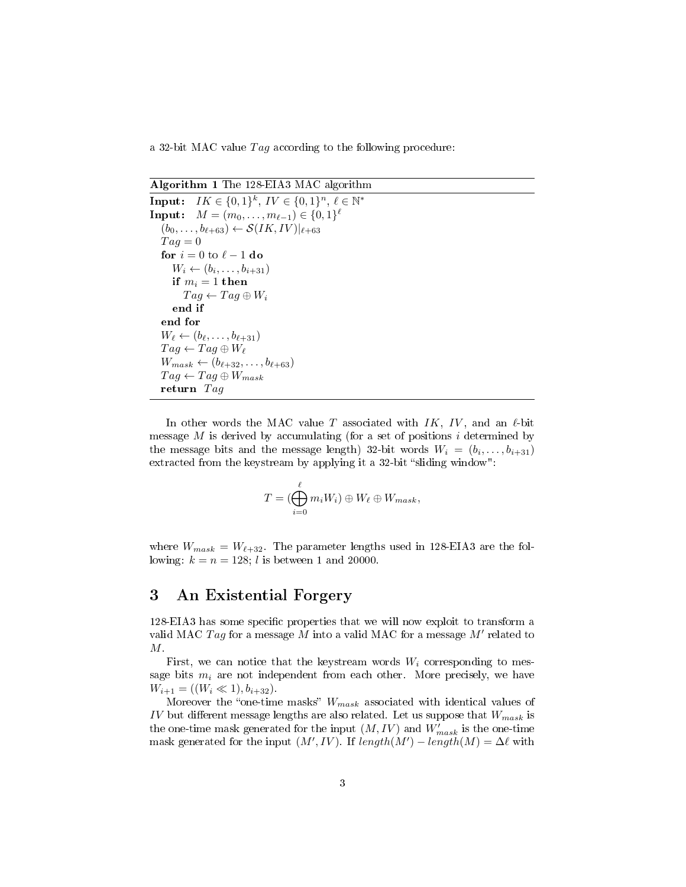a 32-bit MAC value $Tag$ according to the following procedure:

**Algorithm 1** The 128-EIA3 MAC algorithm

---

**Input:** $IK \in \{0,1\}^k$, $IV \in \{0,1\}^n$, $\ell \in \mathbb{N}^*$
**Input:** $M = (m_0, \ldots, m_{\ell-1}) \in \{0,1\}^\ell$
$(b_0, \ldots, b_{\ell+63}) \leftarrow \mathcal{S}(IK, IV)|_{\ell+63}$
$Tag = 0$
**for** $i = 0$ to $\ell - 1$ **do**
  $W_i \leftarrow (b_i, \ldots, b_{i+31})$
  **if** $m_i = 1$ **then**
    $Tag \leftarrow Tag \oplus W_i$
  **end if**
**end for**
$W_\ell \leftarrow (b_\ell, \ldots, b_{\ell+31})$
$Tag \leftarrow Tag \oplus W_\ell$
$W_{mask} \leftarrow (b_{\ell+32}, \ldots, b_{\ell+63})$
$Tag \leftarrow Tag \oplus W_{mask}$
**return** $Tag$

---

In other words the MAC value $T$ associated with $IK$, $IV$, and an $\ell$-bit message $M$ is derived by accumulating (for a set of positions $i$ determined by the message bits and the message length) 32-bit words $W_i = (b_i, \ldots, b_{i+31})$ extracted from the keystream by applying it a 32-bit "sliding window":

$$T = (\bigoplus_{i=0}^{\ell} m_i W_i) \oplus W_\ell \oplus W_{mask},$$

where $W_{mask} = W_{\ell+32}$. The parameter lengths used in 128-EIA3 are the following: $k = n = 128$; $l$ is between 1 and 20000.

## 3 An Existential Forgery

128-EIA3 has some specific properties that we will now exploit to transform a valid MAC $Tag$ for a message $M$ into a valid MAC for a message $M'$ related to $M$.

First, we can notice that the keystream words $W_i$ corresponding to message bits $m_i$ are not independent from each other. More precisely, we have $W_{i+1} = ((W_i \ll 1), b_{i+32})$.

Moreover the "one-time masks" $W_{mask}$ associated with identical values of $IV$ but different message lengths are also related. Let us suppose that $W_{mask}$ is the one-time mask generated for the input $(M, IV)$ and $W'_{mask}$ is the one-time mask generated for the input $(M', IV)$. If $length(M') - length(M) = \Delta\ell$ with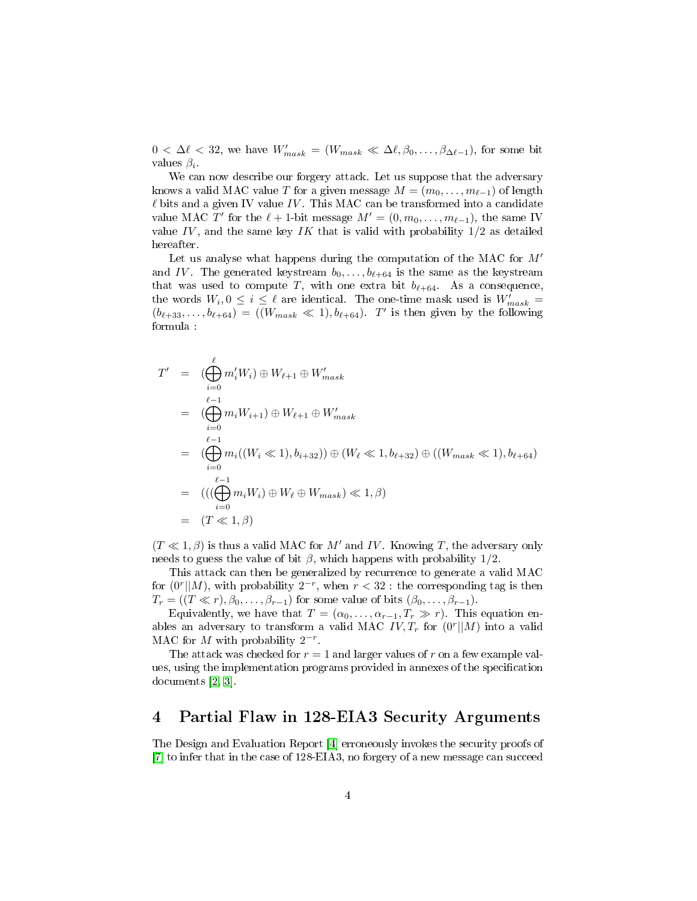$0 < \Delta\ell < 32$, we have $W'_{mask} = (W_{mask} \ll \Delta\ell, \beta_0, \ldots, \beta_{\Delta\ell-1})$, for some bit values $\beta_i$.

We can now describe our forgery attack. Let us suppose that the adversary knows a valid MAC value $T$ for a given message $M = (m_0, \ldots, m_{\ell-1})$ of length $\ell$ bits and a given IV value $IV$. This MAC can be transformed into a candidate value MAC $T'$ for the $\ell+1$-bit message $M' = (0, m_0, \ldots, m_{\ell-1})$, the same IV value $IV$, and the same key $IK$ that is valid with probability 1/2 as detailed hereafter.

Let us analyse what happens during the computation of the MAC for $M'$ and $IV$. The generated keystream $b_0, \ldots, b_{\ell+64}$ is the same as the keystream that was used to compute $T$, with one extra bit $b_{\ell+64}$. As a consequence, the words $W_i, 0 \leq i \leq \ell$ are identical. The one-time mask used is $W'_{mask} = (b_{\ell+33}, \ldots, b_{\ell+64}) = ((W_{mask} \ll 1), b_{\ell+64})$. $T'$ is then given by the following formula :

$$
\begin{aligned}
T' &= (\bigoplus_{i=0}^{\ell} m'_i W_i) \oplus W_{\ell+1} \oplus W'_{mask} \\
&= (\bigoplus_{i=0}^{\ell-1} m_i W_{i+1}) \oplus W_{\ell+1} \oplus W'_{mask} \\
&= (\bigoplus_{i=0}^{\ell-1} m_i((W_i \ll 1), b_{i+32})) \oplus (W_\ell \ll 1, b_{\ell+32}) \oplus ((W_{mask} \ll 1), b_{\ell+64}) \\
&= (((\bigoplus_{i=0}^{\ell-1} m_i W_i) \oplus W_\ell \oplus W_{mask}) \ll 1, \beta) \\
&= (T \ll 1, \beta)
\end{aligned}
$$

$(T \ll 1, \beta)$ is thus a valid MAC for $M'$ and $IV$. Knowing $T$, the adversary only needs to guess the value of bit $\beta$, which happens with probability 1/2.

This attack can then be generalized by recurrence to generate a valid MAC for $(0^r||M)$, with probability $2^{-r}$, when $r < 32$ : the corresponding tag is then $T_r = ((T \ll r), \beta_0, \ldots, \beta_{r-1})$ for some value of bits $(\beta_0, \ldots, \beta_{r-1})$.

Equivalently, we have that $T = (\alpha_0, \ldots, \alpha_{r-1}, T_r \gg r)$. This equation enables an adversary to transform a valid MAC $IV, T_r$ for $(0^r||M)$ into a valid MAC for $M$ with probability $2^{-r}$.

The attack was checked for $r = 1$ and larger values of $r$ on a few example values, using the implementation programs provided in annexes of the specification documents [2, 3].

## 4 Partial Flaw in 128-EIA3 Security Arguments

The Design and Evaluation Report [4] erroneously invokes the security proofs of [7] to infer that in the case of 128-EIA3, no forgery of a new message can succeed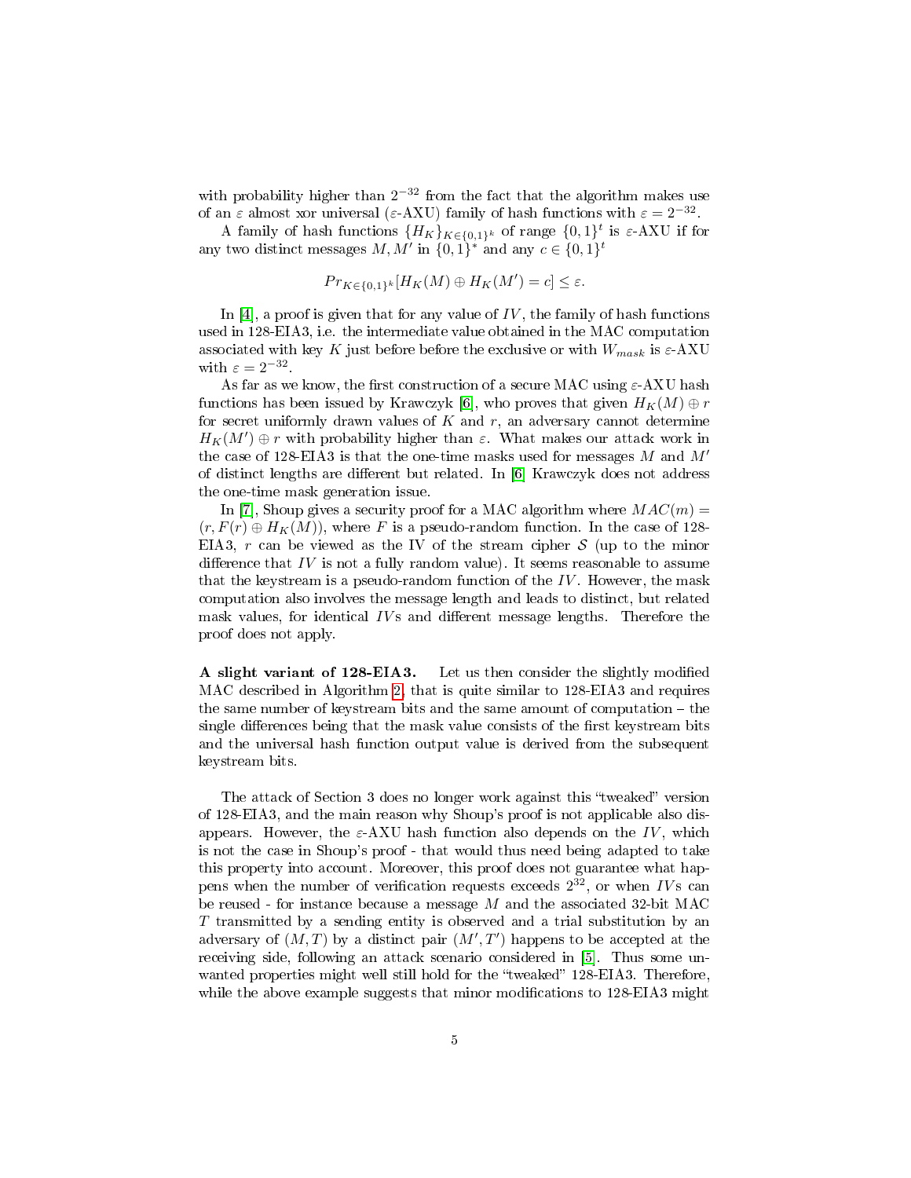with probability higher than $2^{-32}$ from the fact that the algorithm makes use of an $\varepsilon$ almost xor universal ($\varepsilon$-AXU) family of hash functions with $\varepsilon = 2^{-32}$.

A family of hash functions $\{H_K\}_{K \in \{0,1\}^k}$ of range $\{0,1\}^t$ is $\varepsilon$-AXU if for any two distinct messages $M, M'$ in $\{0,1\}^*$ and any $c \in \{0,1\}^t$

$$Pr_{K \in \{0,1\}^k}[H_K(M) \oplus H_K(M') = c] \leq \varepsilon.$$

In [4], a proof is given that for any value of $IV$, the family of hash functions used in 128-EIA3, i.e. the intermediate value obtained in the MAC computation associated with key $K$ just before before the exclusive or with $W_{mask}$ is $\varepsilon$-AXU with $\varepsilon = 2^{-32}$.

As far as we know, the first construction of a secure MAC using $\varepsilon$-AXU hash functions has been issued by Krawczyk [6], who proves that given $H_K(M) \oplus r$ for secret uniformly drawn values of $K$ and $r$, an adversary cannot determine $H_K(M') \oplus r$ with probability higher than $\varepsilon$. What makes our attack work in the case of 128-EIA3 is that the one-time masks used for messages $M$ and $M'$ of distinct lengths are different but related. In [6] Krawczyk does not address the one-time mask generation issue.

In [7], Shoup gives a security proof for a MAC algorithm where $MAC(m) = (r, F(r) \oplus H_K(M))$, where $F$ is a pseudo-random function. In the case of 128-EIA3, $r$ can be viewed as the IV of the stream cipher $\mathcal{S}$ (up to the minor difference that $IV$ is not a fully random value). It seems reasonable to assume that the keystream is a pseudo-random function of the $IV$. However, the mask computation also involves the message length and leads to distinct, but related mask values, for identical $IV$s and different message lengths. Therefore the proof does not apply.

**A slight variant of 128-EIA3.** Let us then consider the slightly modified MAC described in Algorithm 2, that is quite similar to 128-EIA3 and requires the same number of keystream bits and the same amount of computation – the single differences being that the mask value consists of the first keystream bits and the universal hash function output value is derived from the subsequent keystream bits.

The attack of Section 3 does no longer work against this "tweaked" version of 128-EIA3, and the main reason why Shoup's proof is not applicable also disappears. However, the $\varepsilon$-AXU hash function also depends on the $IV$, which is not the case in Shoup's proof - that would thus need being adapted to take this property into account. Moreover, this proof does not guarantee what happens when the number of verification requests exceeds $2^{32}$, or when $IV$s can be reused - for instance because a message $M$ and the associated 32-bit MAC $T$ transmitted by a sending entity is observed and a trial substitution by an adversary of $(M, T)$ by a distinct pair $(M', T')$ happens to be accepted at the receiving side, following an attack scenario considered in [5]. Thus some unwanted properties might well still hold for the "tweaked" 128-EIA3. Therefore, while the above example suggests that minor modifications to 128-EIA3 might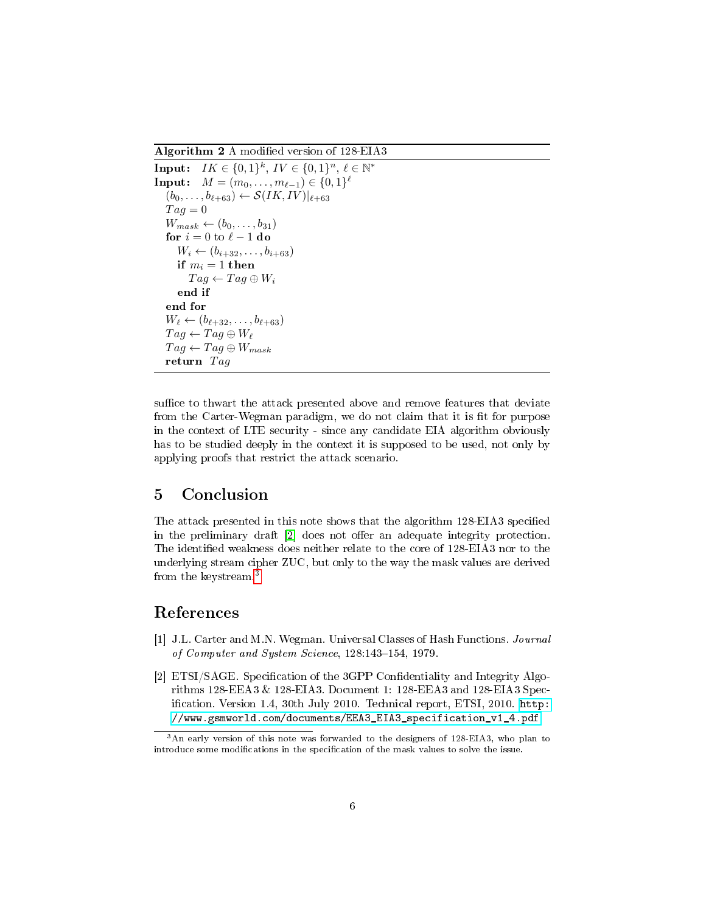**Algorithm 2** A modified version of 128-EIA3

**Input:** $IK \in \{0,1\}^k$, $IV \in \{0,1\}^n$, $\ell \in \mathbb{N}^*$
**Input:** $M = (m_0, \ldots, m_{\ell-1}) \in \{0,1\}^\ell$

```
(b_0, ..., b_{ℓ+63}) ← S(IK, IV)|_{ℓ+63}
Tag = 0
W_mask ← (b_0, ..., b_31)
for i = 0 to ℓ − 1 do
    W_i ← (b_{i+32}, ..., b_{i+63})
    if m_i = 1 then
        Tag ← Tag ⊕ W_i
    end if
end for
W_ℓ ← (b_{ℓ+32}, ..., b_{ℓ+63})
Tag ← Tag ⊕ W_ℓ
Tag ← Tag ⊕ W_mask
return Tag
```

suffice to thwart the attack presented above and remove features that deviate from the Carter-Wegman paradigm, we do not claim that it is fit for purpose in the context of LTE security - since any candidate EIA algorithm obviously has to be studied deeply in the context it is supposed to be used, not only by applying proofs that restrict the attack scenario.

# 5 Conclusion

The attack presented in this note shows that the algorithm 128-EIA3 specified in the preliminary draft [2] does not offer an adequate integrity protection. The identified weakness does neither relate to the core of 128-EIA3 nor to the underlying stream cipher ZUC, but only to the way the mask values are derived from the keystream.[3]

# References

[1] J.L. Carter and M.N. Wegman. Universal Classes of Hash Functions. *Journal of Computer and System Science*, 128:143–154, 1979.

[2] ETSI/SAGE. Specification of the 3GPP Confidentiality and Integrity Algorithms 128-EEA3 & 128-EIA3. Document 1: 128-EEA3 and 128-EIA3 Specification. Version 1.4, 30th July 2010. Technical report, ETSI, 2010. `http://www.gsmworld.com/documents/EEA3_EIA3_specification_v1_4.pdf`

[3] An early version of this note was forwarded to the designers of 128-EIA3, who plan to introduce some modifications in the specification of the mask values to solve the issue.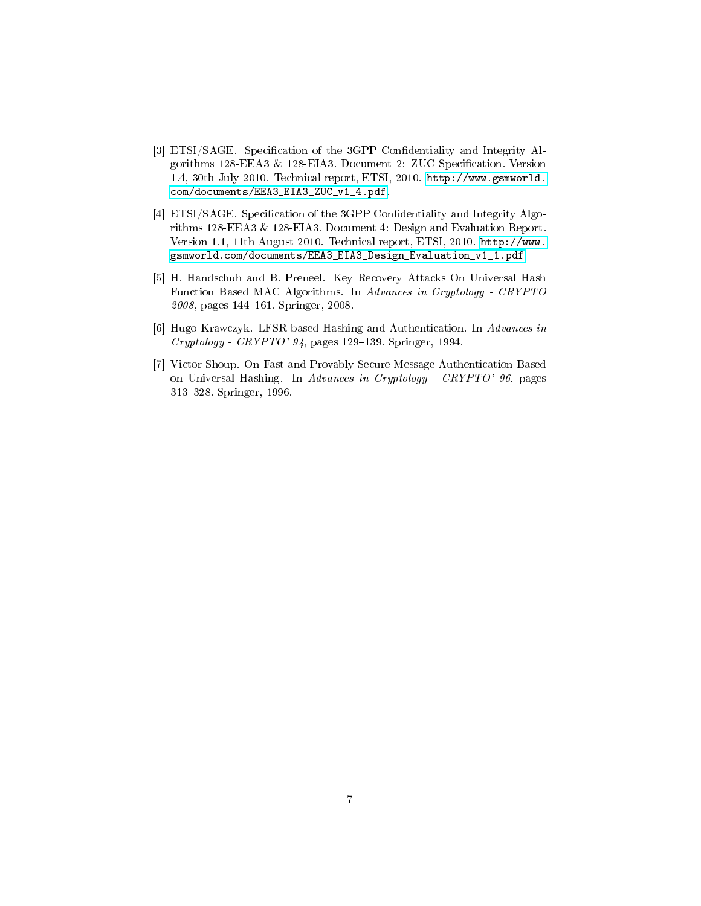[3] ETSI/SAGE. Specification of the 3GPP Confidentiality and Integrity Algorithms 128-EEA3 & 128-EIA3. Document 2: ZUC Specification. Version 1.4, 30th July 2010. Technical report, ETSI, 2010. http://www.gsmworld.com/documents/EEA3_EIA3_ZUC_v1_4.pdf.

[4] ETSI/SAGE. Specification of the 3GPP Confidentiality and Integrity Algorithms 128-EEA3 & 128-EIA3. Document 4: Design and Evaluation Report. Version 1.1, 11th August 2010. Technical report, ETSI, 2010. http://www.gsmworld.com/documents/EEA3_EIA3_Design_Evaluation_v1_1.pdf.

[5] H. Handschuh and B. Preneel. Key Recovery Attacks On Universal Hash Function Based MAC Algorithms. In *Advances in Cryptology - CRYPTO 2008*, pages 144–161. Springer, 2008.

[6] Hugo Krawczyk. LFSR-based Hashing and Authentication. In *Advances in Cryptology - CRYPTO' 94*, pages 129–139. Springer, 1994.

[7] Victor Shoup. On Fast and Provably Secure Message Authentication Based on Universal Hashing. In *Advances in Cryptology - CRYPTO' 96*, pages 313–328. Springer, 1996.